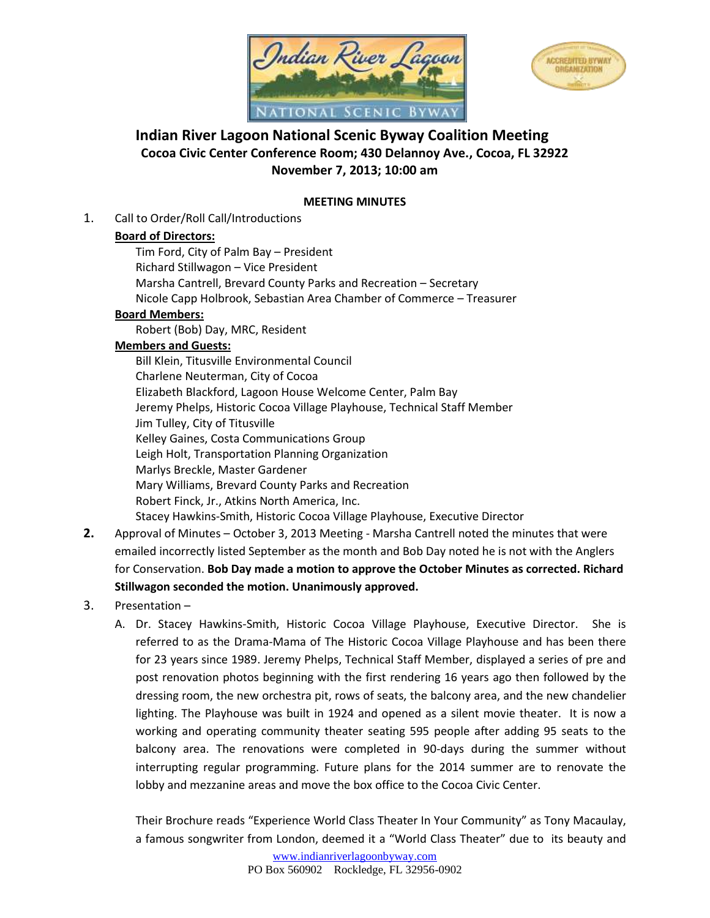# Indian River Lagoon National Scenic Byway Coalition Meeting

**Cocoa Civic Center Conference Room; 430 Delannoy Ave., Cocoa, FL 32922**

**November 7, 2013; 10:00 am**

**MEETING MINUTES**

1. Call to Order/Roll Call/Introductions

   **Board of Directors:**

   Tim Ford, City of Palm Bay – President
   Richard Stillwagon – Vice President
   Marsha Cantrell, Brevard County Parks and Recreation – Secretary
   Nicole Capp Holbrook, Sebastian Area Chamber of Commerce – Treasurer

   **Board Members:**

   Robert (Bob) Day, MRC, Resident

   **Members and Guests:**

   Bill Klein, Titusville Environmental Council
   Charlene Neuterman, City of Cocoa
   Elizabeth Blackford, Lagoon House Welcome Center, Palm Bay
   Jeremy Phelps, Historic Cocoa Village Playhouse, Technical Staff Member
   Jim Tulley, City of Titusville
   Kelley Gaines, Costa Communications Group
   Leigh Holt, Transportation Planning Organization
   Marlys Breckle, Master Gardener
   Mary Williams, Brevard County Parks and Recreation
   Robert Finck, Jr., Atkins North America, Inc.
   Stacey Hawkins-Smith, Historic Cocoa Village Playhouse, Executive Director

2. Approval of Minutes – October 3, 2013 Meeting - Marsha Cantrell noted the minutes that were emailed incorrectly listed September as the month and Bob Day noted he is not with the Anglers for Conservation. **Bob Day made a motion to approve the October Minutes as corrected. Richard Stillwagon seconded the motion. Unanimously approved.**

3. Presentation –

   A. Dr. Stacey Hawkins-Smith, Historic Cocoa Village Playhouse, Executive Director. She is referred to as the Drama-Mama of The Historic Cocoa Village Playhouse and has been there for 23 years since 1989. Jeremy Phelps, Technical Staff Member, displayed a series of pre and post renovation photos beginning with the first rendering 16 years ago then followed by the dressing room, the new orchestra pit, rows of seats, the balcony area, and the new chandelier lighting. The Playhouse was built in 1924 and opened as a silent movie theater. It is now a working and operating community theater seating 595 people after adding 95 seats to the balcony area. The renovations were completed in 90-days during the summer without interrupting regular programming. Future plans for the 2014 summer are to renovate the lobby and mezzanine areas and move the box office to the Cocoa Civic Center.

      Their Brochure reads "Experience World Class Theater In Your Community" as Tony Macaulay, a famous songwriter from London, deemed it a "World Class Theater" due to its beauty and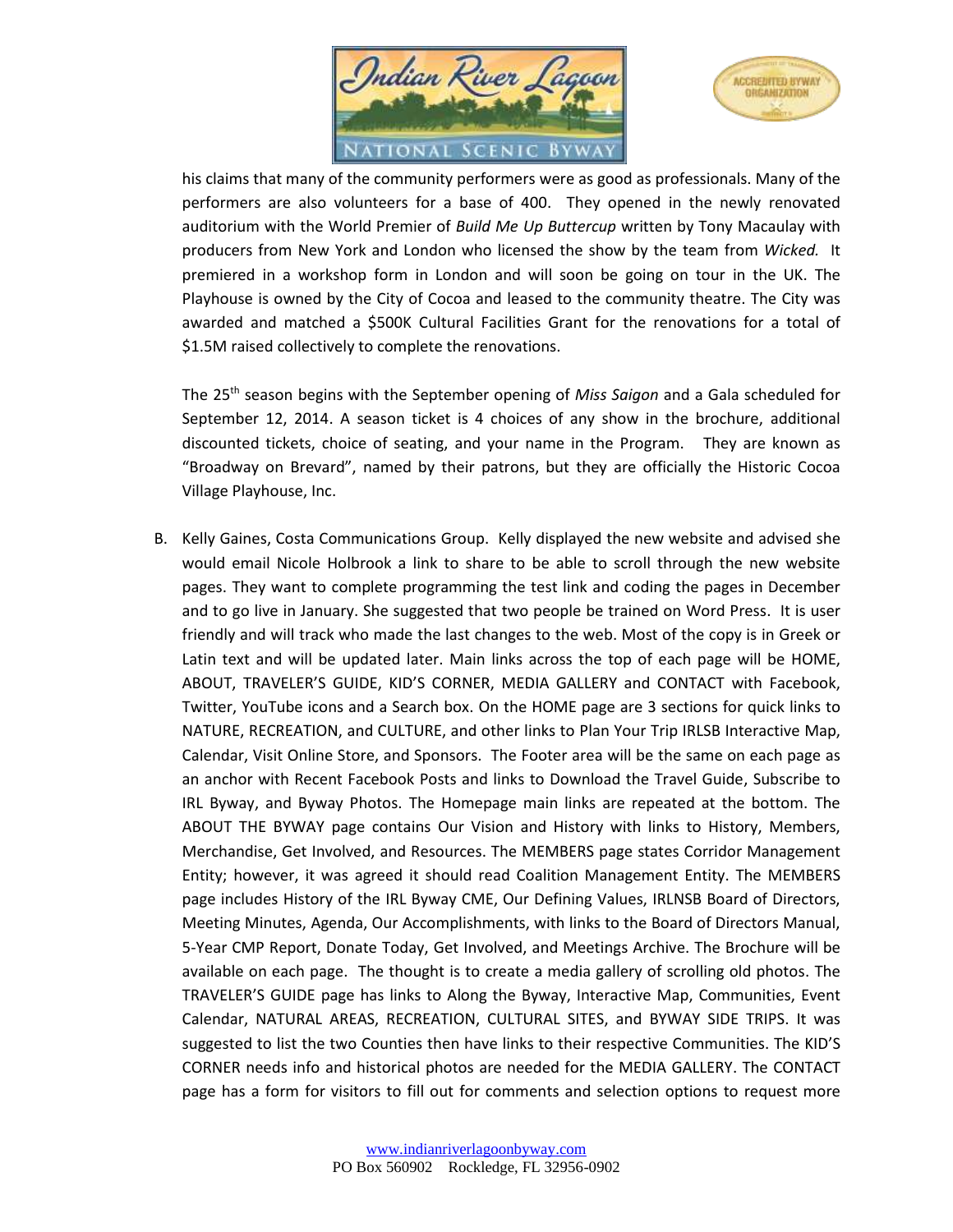his claims that many of the community performers were as good as professionals. Many of the performers are also volunteers for a base of 400. They opened in the newly renovated auditorium with the World Premier of *Build Me Up Buttercup* written by Tony Macaulay with producers from New York and London who licensed the show by the team from *Wicked.* It premiered in a workshop form in London and will soon be going on tour in the UK. The Playhouse is owned by the City of Cocoa and leased to the community theatre. The City was awarded and matched a $500K Cultural Facilities Grant for the renovations for a total of $1.5M raised collectively to complete the renovations.

The 25th season begins with the September opening of *Miss Saigon* and a Gala scheduled for September 12, 2014. A season ticket is 4 choices of any show in the brochure, additional discounted tickets, choice of seating, and your name in the Program. They are known as "Broadway on Brevard", named by their patrons, but they are officially the Historic Cocoa Village Playhouse, Inc.

B. Kelly Gaines, Costa Communications Group. Kelly displayed the new website and advised she would email Nicole Holbrook a link to share to be able to scroll through the new website pages. They want to complete programming the test link and coding the pages in December and to go live in January. She suggested that two people be trained on Word Press. It is user friendly and will track who made the last changes to the web. Most of the copy is in Greek or Latin text and will be updated later. Main links across the top of each page will be HOME, ABOUT, TRAVELER'S GUIDE, KID'S CORNER, MEDIA GALLERY and CONTACT with Facebook, Twitter, YouTube icons and a Search box. On the HOME page are 3 sections for quick links to NATURE, RECREATION, and CULTURE, and other links to Plan Your Trip IRLSB Interactive Map, Calendar, Visit Online Store, and Sponsors. The Footer area will be the same on each page as an anchor with Recent Facebook Posts and links to Download the Travel Guide, Subscribe to IRL Byway, and Byway Photos. The Homepage main links are repeated at the bottom. The ABOUT THE BYWAY page contains Our Vision and History with links to History, Members, Merchandise, Get Involved, and Resources. The MEMBERS page states Corridor Management Entity; however, it was agreed it should read Coalition Management Entity. The MEMBERS page includes History of the IRL Byway CME, Our Defining Values, IRLNSB Board of Directors, Meeting Minutes, Agenda, Our Accomplishments, with links to the Board of Directors Manual, 5-Year CMP Report, Donate Today, Get Involved, and Meetings Archive. The Brochure will be available on each page. The thought is to create a media gallery of scrolling old photos. The TRAVELER'S GUIDE page has links to Along the Byway, Interactive Map, Communities, Event Calendar, NATURAL AREAS, RECREATION, CULTURAL SITES, and BYWAY SIDE TRIPS. It was suggested to list the two Counties then have links to their respective Communities. The KID'S CORNER needs info and historical photos are needed for the MEDIA GALLERY. The CONTACT page has a form for visitors to fill out for comments and selection options to request more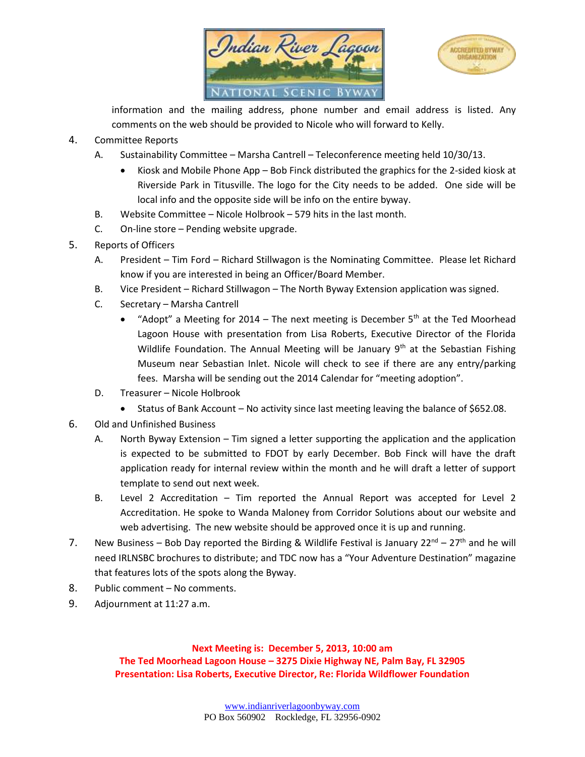information and the mailing address, phone number and email address is listed. Any comments on the web should be provided to Nicole who will forward to Kelly.

4. Committee Reports
   A. Sustainability Committee – Marsha Cantrell – Teleconference meeting held 10/30/13.
      - Kiosk and Mobile Phone App – Bob Finck distributed the graphics for the 2-sided kiosk at Riverside Park in Titusville. The logo for the City needs to be added. One side will be local info and the opposite side will be info on the entire byway.

   B. Website Committee – Nicole Holbrook – 579 hits in the last month.
   C. On-line store – Pending website upgrade.
5. Reports of Officers
   A. President – Tim Ford – Richard Stillwagon is the Nominating Committee. Please let Richard know if you are interested in being an Officer/Board Member.
   B. Vice President – Richard Stillwagon – The North Byway Extension application was signed.
   C. Secretary – Marsha Cantrell
      - "Adopt" a Meeting for 2014 – The next meeting is December 5th at the Ted Moorhead Lagoon House with presentation from Lisa Roberts, Executive Director of the Florida Wildlife Foundation. The Annual Meeting will be January 9th at the Sebastian Fishing Museum near Sebastian Inlet. Nicole will check to see if there are any entry/parking fees. Marsha will be sending out the 2014 Calendar for "meeting adoption".

   D. Treasurer – Nicole Holbrook
      - Status of Bank Account – No activity since last meeting leaving the balance of $652.08.
6. Old and Unfinished Business
   A. North Byway Extension – Tim signed a letter supporting the application and the application is expected to be submitted to FDOT by early December. Bob Finck will have the draft application ready for internal review within the month and he will draft a letter of support template to send out next week.
   B. Level 2 Accreditation – Tim reported the Annual Report was accepted for Level 2 Accreditation. He spoke to Wanda Maloney from Corridor Solutions about our website and web advertising. The new website should be approved once it is up and running.
7. New Business – Bob Day reported the Birding & Wildlife Festival is January 22nd – 27th and he will need IRLNSBC brochures to distribute; and TDC now has a "Your Adventure Destination" magazine that features lots of the spots along the Byway.
8. Public comment – No comments.
9. Adjournment at 11:27 a.m.

**Next Meeting is: December 5, 2013, 10:00 am**
**The Ted Moorhead Lagoon House – 3275 Dixie Highway NE, Palm Bay, FL 32905**
**Presentation: Lisa Roberts, Executive Director, Re: Florida Wildflower Foundation**

www.indianriverlagoonbyway.com
PO Box 560902 Rockledge, FL 32956-0902